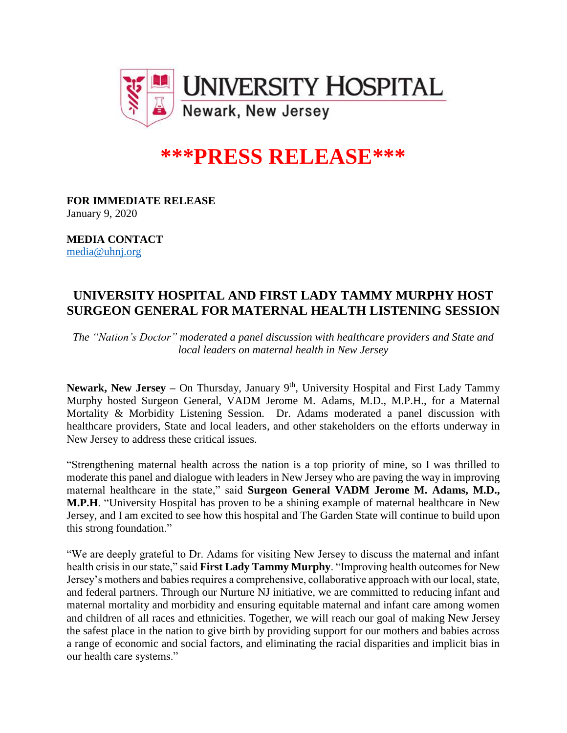UNIVERSITY HOSPITAL
Newark, New Jersey

# ***PRESS RELEASE***

**FOR IMMEDIATE RELEASE**
January 9, 2020

**MEDIA CONTACT**
media@uhnj.org

## UNIVERSITY HOSPITAL AND FIRST LADY TAMMY MURPHY HOST SURGEON GENERAL FOR MATERNAL HEALTH LISTENING SESSION

*The "Nation's Doctor" moderated a panel discussion with healthcare providers and State and local leaders on maternal health in New Jersey*

**Newark, New Jersey –** On Thursday, January 9th, University Hospital and First Lady Tammy Murphy hosted Surgeon General, VADM Jerome M. Adams, M.D., M.P.H., for a Maternal Mortality & Morbidity Listening Session. Dr. Adams moderated a panel discussion with healthcare providers, State and local leaders, and other stakeholders on the efforts underway in New Jersey to address these critical issues.

"Strengthening maternal health across the nation is a top priority of mine, so I was thrilled to moderate this panel and dialogue with leaders in New Jersey who are paving the way in improving maternal healthcare in the state," said **Surgeon General VADM Jerome M. Adams, M.D., M.P.H**. "University Hospital has proven to be a shining example of maternal healthcare in New Jersey, and I am excited to see how this hospital and The Garden State will continue to build upon this strong foundation."

"We are deeply grateful to Dr. Adams for visiting New Jersey to discuss the maternal and infant health crisis in our state," said **First Lady Tammy Murphy**. "Improving health outcomes for New Jersey's mothers and babies requires a comprehensive, collaborative approach with our local, state, and federal partners. Through our Nurture NJ initiative, we are committed to reducing infant and maternal mortality and morbidity and ensuring equitable maternal and infant care among women and children of all races and ethnicities. Together, we will reach our goal of making New Jersey the safest place in the nation to give birth by providing support for our mothers and babies across a range of economic and social factors, and eliminating the racial disparities and implicit bias in our health care systems."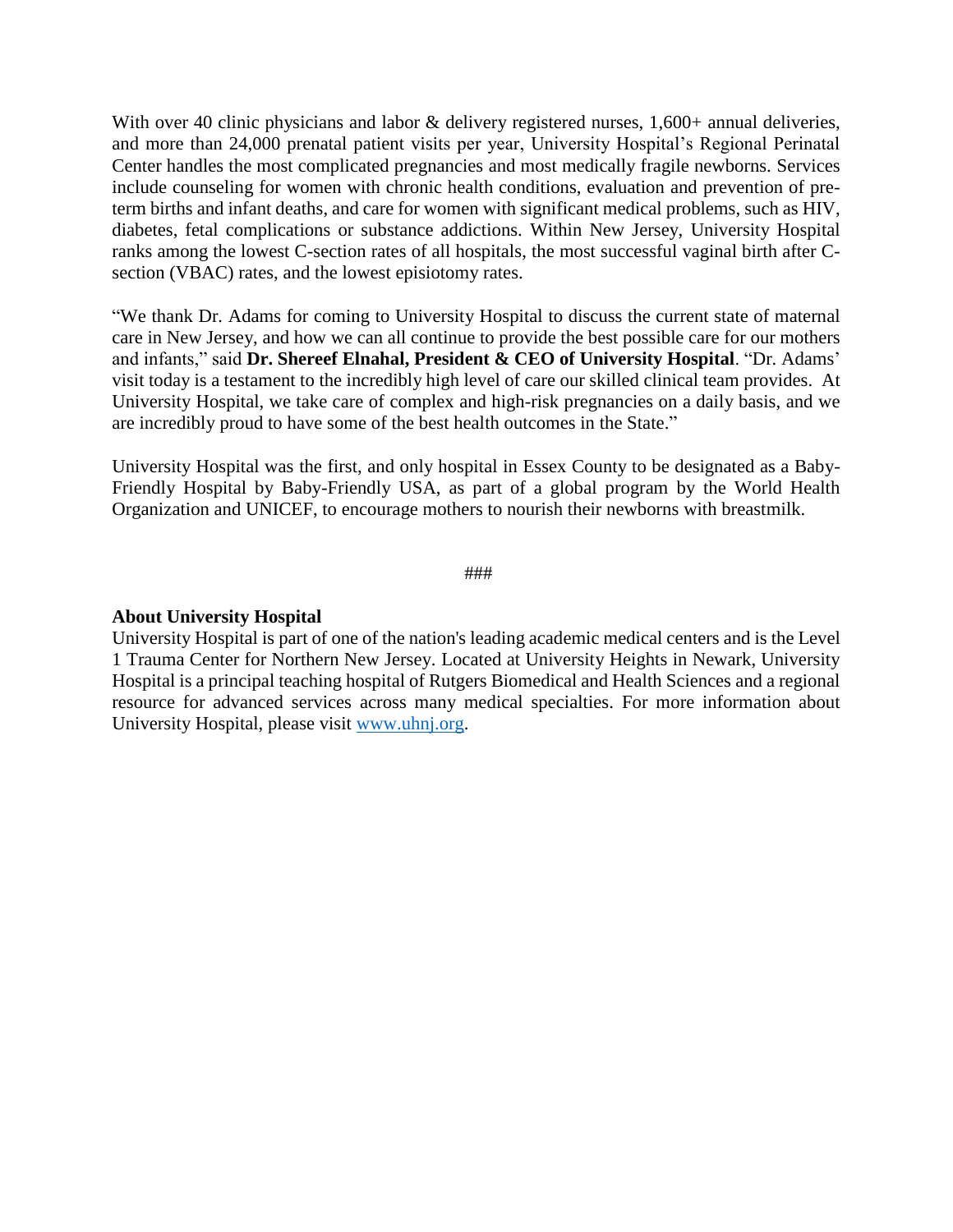With over 40 clinic physicians and labor & delivery registered nurses, 1,600+ annual deliveries, and more than 24,000 prenatal patient visits per year, University Hospital's Regional Perinatal Center handles the most complicated pregnancies and most medically fragile newborns. Services include counseling for women with chronic health conditions, evaluation and prevention of pre-term births and infant deaths, and care for women with significant medical problems, such as HIV, diabetes, fetal complications or substance addictions. Within New Jersey, University Hospital ranks among the lowest C-section rates of all hospitals, the most successful vaginal birth after C-section (VBAC) rates, and the lowest episiotomy rates.

"We thank Dr. Adams for coming to University Hospital to discuss the current state of maternal care in New Jersey, and how we can all continue to provide the best possible care for our mothers and infants," said **Dr. Shereef Elnahal, President & CEO of University Hospital**. "Dr. Adams' visit today is a testament to the incredibly high level of care our skilled clinical team provides. At University Hospital, we take care of complex and high-risk pregnancies on a daily basis, and we are incredibly proud to have some of the best health outcomes in the State."

University Hospital was the first, and only hospital in Essex County to be designated as a Baby-Friendly Hospital by Baby-Friendly USA, as part of a global program by the World Health Organization and UNICEF, to encourage mothers to nourish their newborns with breastmilk.

###

**About University Hospital**

University Hospital is part of one of the nation's leading academic medical centers and is the Level 1 Trauma Center for Northern New Jersey. Located at University Heights in Newark, University Hospital is a principal teaching hospital of Rutgers Biomedical and Health Sciences and a regional resource for advanced services across many medical specialties. For more information about University Hospital, please visit [www.uhnj.org](http://www.uhnj.org).